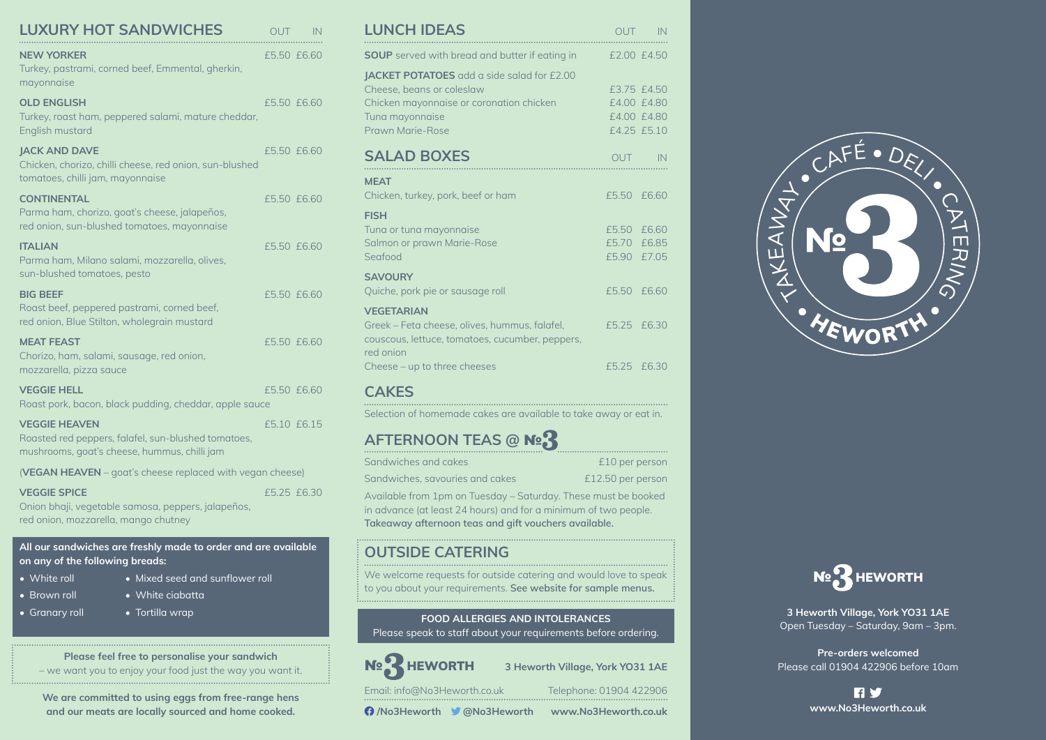## LUXURY HOT SANDWICHES

| | OUT | IN |
|---|---|---|
| **NEW YORKER** Turkey, pastrami, corned beef, Emmental, gherkin, mayonnaise | £5.50 | £6.60 |
| **OLD ENGLISH** Turkey, roast ham, peppered salami, mature cheddar, English mustard | £5.50 | £6.60 |
| **JACK AND DAVE** Chicken, chorizo, chilli cheese, red onion, sun-blushed tomatoes, chilli jam, mayonnaise | £5.50 | £6.60 |
| **CONTINENTAL** Parma ham, chorizo, goat's cheese, jalapeños, red onion, sun-blushed tomatoes, mayonnaise | £5.50 | £6.60 |
| **ITALIAN** Parma ham, Milano salami, mozzarella, olives, sun-blushed tomatoes, pesto | £5.50 | £6.60 |
| **BIG BEEF** Roast beef, peppered pastrami, corned beef, red onion, Blue Stilton, wholegrain mustard | £5.50 | £6.60 |
| **MEAT FEAST** Chorizo, ham, salami, sausage, red onion, mozzarella, pizza sauce | £5.50 | £6.60 |
| **VEGGIE HELL** Roast pork, bacon, black pudding, cheddar, apple sauce | £5.50 | £6.60 |
| **VEGGIE HEAVEN** Roasted red peppers, falafel, sun-blushed tomatoes, mushrooms, goat's cheese, hummus, chilli jam | £5.10 | £6.15 |
| (**VEGAN HEAVEN** – goat's cheese replaced with vegan cheese) | | |
| **VEGGIE SPICE** Onion bhaji, vegetable samosa, peppers, jalapeños, red onion, mozzarella, mango chutney | £5.25 | £6.30 |

**All our sandwiches are freshly made to order and are available on any of the following breads:**

- White roll
- Brown roll
- Granary roll
- Mixed seed and sunflower roll
- White ciabatta
- Tortilla wrap

**Please feel free to personalise your sandwich**
– we want you to enjoy your food just the way you want it.

**We are committed to using eggs from free-range hens and our meats are locally sourced and home cooked.**

## LUNCH IDEAS

| | OUT | IN |
|---|---|---|
| **SOUP** served with bread and butter if eating in | £2.00 | £4.50 |
| **JACKET POTATOES** add a side salad for £2.00 | | |
| Cheese, beans or coleslaw | £3.75 | £4.50 |
| Chicken mayonnaise or coronation chicken | £4.00 | £4.80 |
| Tuna mayonnaise | £4.00 | £4.80 |
| Prawn Marie-Rose | £4.25 | £5.10 |

## SALAD BOXES

| | OUT | IN |
|---|---|---|
| **MEAT** | | |
| Chicken, turkey, pork, beef or ham | £5.50 | £6.60 |
| **FISH** | | |
| Tuna or tuna mayonnaise | £5.50 | £6.60 |
| Salmon or prawn Marie-Rose | £5.70 | £6.85 |
| Seafood | £5.90 | £7.05 |
| **SAVOURY** | | |
| Quiche, pork pie or sausage roll | £5.50 | £6.60 |
| **VEGETARIAN** | | |
| Greek – Feta cheese, olives, hummus, falafel, couscous, lettuce, tomatoes, cucumber, peppers, red onion | £5.25 | £6.30 |
| Cheese – up to three cheeses | £5.25 | £6.30 |

## CAKES

Selection of homemade cakes are available to take away or eat in.

## AFTERNOON TEAS @ №3

| | |
|---|---|
| Sandwiches and cakes | £10 per person |
| Sandwiches, savouries and cakes | £12.50 per person |

Available from 1pm on Tuesday – Saturday. These must be booked in advance (at least 24 hours) and for a minimum of two people.
**Takeaway afternoon teas and gift vouchers available.**

## OUTSIDE CATERING

We welcome requests for outside catering and would love to speak to you about your requirements. **See website for sample menus.**

**FOOD ALLERGIES AND INTOLERANCES**
Please speak to staff about your requirements before ordering.

**№3 HEWORTH** **3 Heworth Village, York YO31 1AE**

Email: info@No3Heworth.co.uk Telephone: 01904 422906

**/No3Heworth** **@No3Heworth** **www.No3Heworth.co.uk**

TAKEAWAY • CAFÉ • DELI • CATERING
№3
• HEWORTH •

**№3 HEWORTH**

**3 Heworth Village, York YO31 1AE**
Open Tuesday – Saturday, 9am – 3pm.

**Pre-orders welcomed**
Please call 01904 422906 before 10am

**www.No3Heworth.co.uk**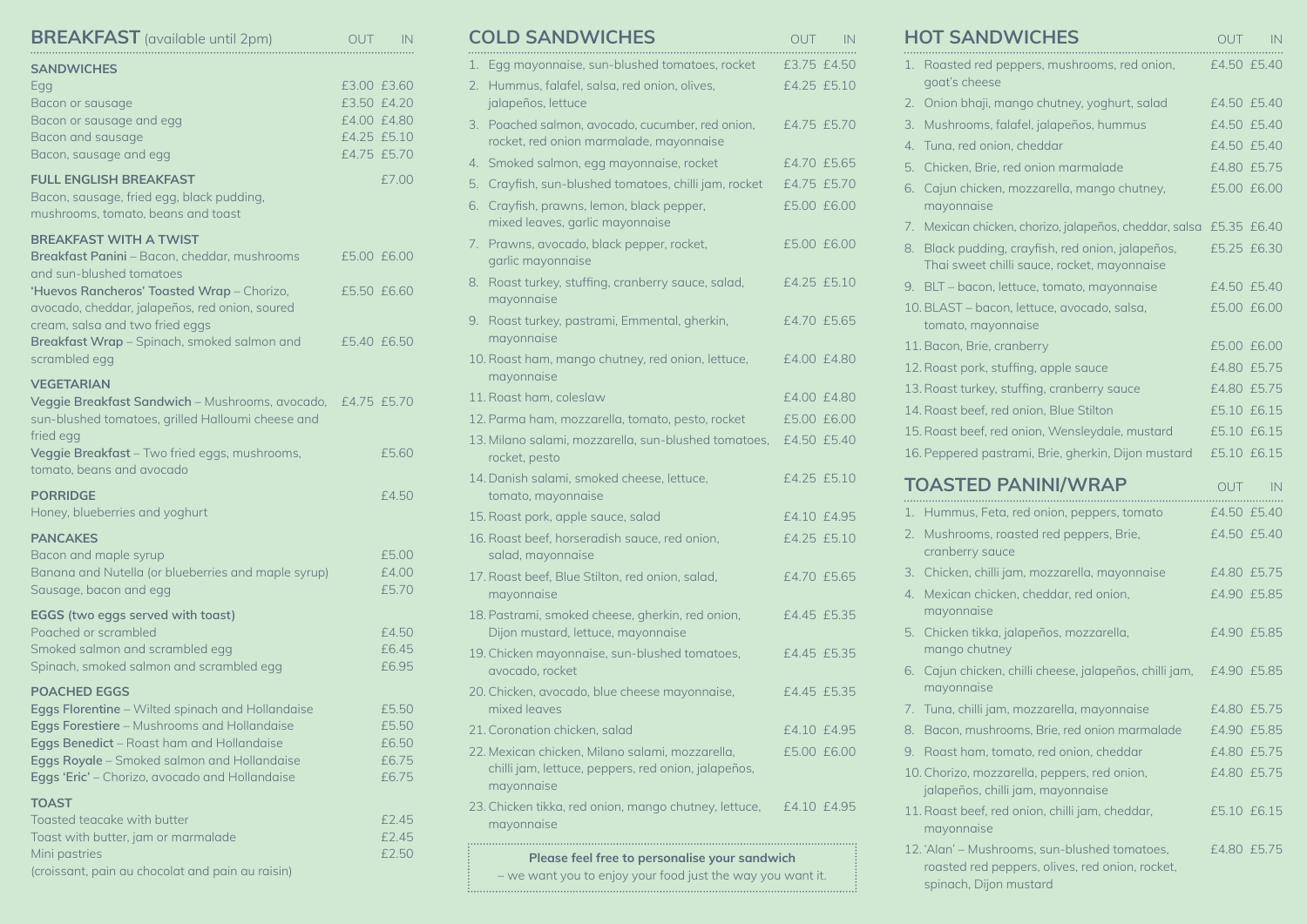## BREAKFAST (available until 2pm)

### SANDWICHES

| | OUT | IN |
|---|---|---|
| Egg | £3.00 | £3.60 |
| Bacon or sausage | £3.50 | £4.20 |
| Bacon or sausage and egg | £4.00 | £4.80 |
| Bacon and sausage | £4.25 | £5.10 |
| Bacon, sausage and egg | £4.75 | £5.70 |

### FULL ENGLISH BREAKFAST — £7.00

Bacon, sausage, fried egg, black pudding, mushrooms, tomato, beans and toast

### BREAKFAST WITH A TWIST

| | OUT | IN |
|---|---|---|
| **Breakfast Panini** – Bacon, cheddar, mushrooms and sun-blushed tomatoes | £5.00 | £6.00 |
| **'Huevos Rancheros' Toasted Wrap** – Chorizo, avocado, cheddar, jalapeños, red onion, soured cream, salsa and two fried eggs | £5.50 | £6.60 |
| **Breakfast Wrap** – Spinach, smoked salmon and scrambled egg | £5.40 | £6.50 |

### VEGETARIAN

| | OUT | IN |
|---|---|---|
| **Veggie Breakfast Sandwich** – Mushrooms, avocado, sun-blushed tomatoes, grilled Halloumi cheese and fried egg | £4.75 | £5.70 |
| **Veggie Breakfast** – Two fried eggs, mushrooms, tomato, beans and avocado | | £5.60 |

### PORRIDGE — £4.50

Honey, blueberries and yoghurt

### PANCAKES

- Bacon and maple syrup — £5.00
- Banana and Nutella (or blueberries and maple syrup) — £4.00
- Sausage, bacon and egg — £5.70

### EGGS (two eggs served with toast)

- Poached or scrambled — £4.50
- Smoked salmon and scrambled egg — £6.45
- Spinach, smoked salmon and scrambled egg — £6.95

### POACHED EGGS

- **Eggs Florentine** – Wilted spinach and Hollandaise — £5.50
- **Eggs Forestiere** – Mushrooms and Hollandaise — £5.50
- **Eggs Benedict** – Roast ham and Hollandaise — £6.50
- **Eggs Royale** – Smoked salmon and Hollandaise — £6.75
- **Eggs 'Eric'** – Chorizo, avocado and Hollandaise — £6.75

### TOAST

- Toasted teacake with butter — £2.45
- Toast with butter, jam or marmalade — £2.45
- Mini pastries (croissant, pain au chocolat and pain au raisin) — £2.50

## COLD SANDWICHES

| | OUT | IN |
|---|---|---|
| 1. Egg mayonnaise, sun-blushed tomatoes, rocket | £3.75 | £4.50 |
| 2. Hummus, falafel, salsa, red onion, olives, jalapeños, lettuce | £4.25 | £5.10 |
| 3. Poached salmon, avocado, cucumber, red onion, rocket, red onion marmalade, mayonnaise | £4.75 | £5.70 |
| 4. Smoked salmon, egg mayonnaise, rocket | £4.70 | £5.65 |
| 5. Crayfish, sun-blushed tomatoes, chilli jam, rocket | £4.75 | £5.70 |
| 6. Crayfish, prawns, lemon, black pepper, mixed leaves, garlic mayonnaise | £5.00 | £6.00 |
| 7. Prawns, avocado, black pepper, rocket, garlic mayonnaise | £5.00 | £6.00 |
| 8. Roast turkey, stuffing, cranberry sauce, salad, mayonnaise | £4.25 | £5.10 |
| 9. Roast turkey, pastrami, Emmental, gherkin, mayonnaise | £4.70 | £5.65 |
| 10. Roast ham, mango chutney, red onion, lettuce, mayonnaise | £4.00 | £4.80 |
| 11. Roast ham, coleslaw | £4.00 | £4.80 |
| 12. Parma ham, mozzarella, tomato, pesto, rocket | £5.00 | £6.00 |
| 13. Milano salami, mozzarella, sun-blushed tomatoes, rocket, pesto | £4.50 | £5.40 |
| 14. Danish salami, smoked cheese, lettuce, tomato, mayonnaise | £4.25 | £5.10 |
| 15. Roast pork, apple sauce, salad | £4.10 | £4.95 |
| 16. Roast beef, horseradish sauce, red onion, salad, mayonnaise | £4.25 | £5.10 |
| 17. Roast beef, Blue Stilton, red onion, salad, mayonnaise | £4.70 | £5.65 |
| 18. Pastrami, smoked cheese, gherkin, red onion, Dijon mustard, lettuce, mayonnaise | £4.45 | £5.35 |
| 19. Chicken mayonnaise, sun-blushed tomatoes, avocado, rocket | £4.45 | £5.35 |
| 20. Chicken, avocado, blue cheese mayonnaise, mixed leaves | £4.45 | £5.35 |
| 21. Coronation chicken, salad | £4.10 | £4.95 |
| 22. Mexican chicken, Milano salami, mozzarella, chilli jam, lettuce, peppers, red onion, jalapeños, mayonnaise | £5.00 | £6.00 |
| 23. Chicken tikka, red onion, mango chutney, lettuce, mayonnaise | £4.10 | £4.95 |

**Please feel free to personalise your sandwich**
– we want you to enjoy your food just the way you want it.

## HOT SANDWICHES

| | OUT | IN |
|---|---|---|
| 1. Roasted red peppers, mushrooms, red onion, goat's cheese | £4.50 | £5.40 |
| 2. Onion bhaji, mango chutney, yoghurt, salad | £4.50 | £5.40 |
| 3. Mushrooms, falafel, jalapeños, hummus | £4.50 | £5.40 |
| 4. Tuna, red onion, cheddar | £4.50 | £5.40 |
| 5. Chicken, Brie, red onion marmalade | £4.80 | £5.75 |
| 6. Cajun chicken, mozzarella, mango chutney, mayonnaise | £5.00 | £6.00 |
| 7. Mexican chicken, chorizo, jalapeños, cheddar, salsa | £5.35 | £6.40 |
| 8. Black pudding, crayfish, red onion, jalapeños, Thai sweet chilli sauce, rocket, mayonnaise | £5.25 | £6.30 |
| 9. BLT – bacon, lettuce, tomato, mayonnaise | £4.50 | £5.40 |
| 10. BLAST – bacon, lettuce, avocado, salsa, tomato, mayonnaise | £5.00 | £6.00 |
| 11. Bacon, Brie, cranberry | £5.00 | £6.00 |
| 12. Roast pork, stuffing, apple sauce | £4.80 | £5.75 |
| 13. Roast turkey, stuffing, cranberry sauce | £4.80 | £5.75 |
| 14. Roast beef, red onion, Blue Stilton | £5.10 | £6.15 |
| 15. Roast beef, red onion, Wensleydale, mustard | £5.10 | £6.15 |
| 16. Peppered pastrami, Brie, gherkin, Dijon mustard | £5.10 | £6.15 |

## TOASTED PANINI/WRAP

| | OUT | IN |
|---|---|---|
| 1. Hummus, Feta, red onion, peppers, tomato | £4.50 | £5.40 |
| 2. Mushrooms, roasted red peppers, Brie, cranberry sauce | £4.50 | £5.40 |
| 3. Chicken, chilli jam, mozzarella, mayonnaise | £4.80 | £5.75 |
| 4. Mexican chicken, cheddar, red onion, mayonnaise | £4.90 | £5.85 |
| 5. Chicken tikka, jalapeños, mozzarella, mango chutney | £4.90 | £5.85 |
| 6. Cajun chicken, chilli cheese, jalapeños, chilli jam, mayonnaise | £4.90 | £5.85 |
| 7. Tuna, chilli jam, mozzarella, mayonnaise | £4.80 | £5.75 |
| 8. Bacon, mushrooms, Brie, red onion marmalade | £4.90 | £5.85 |
| 9. Roast ham, tomato, red onion, cheddar | £4.80 | £5.75 |
| 10. Chorizo, mozzarella, peppers, red onion, jalapeños, chilli jam, mayonnaise | £4.80 | £5.75 |
| 11. Roast beef, red onion, chilli jam, cheddar, mayonnaise | £5.10 | £6.15 |
| 12. 'Alan' – Mushrooms, sun-blushed tomatoes, roasted red peppers, olives, red onion, rocket, spinach, Dijon mustard | £4.80 | £5.75 |